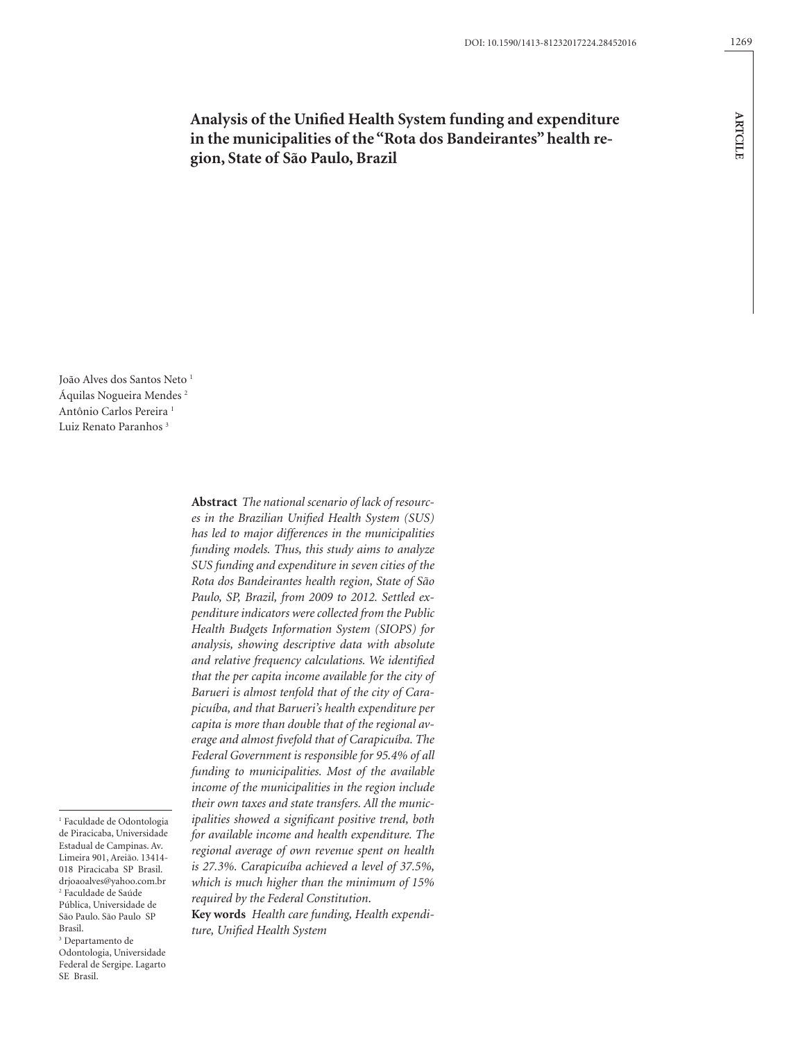DOI: 10.1590/1413-81232017224.28452016

ARTICLE

# Analysis of the Unified Health System funding and expenditure in the municipalities of the "Rota dos Bandeirantes" health region, State of São Paulo, Brazil

João Alves dos Santos Neto [1]
Áquilas Nogueira Mendes [2]
Antônio Carlos Pereira [1]
Luiz Renato Paranhos [3]

[1] Faculdade de Odontologia de Piracicaba, Universidade Estadual de Campinas. Av. Limeira 901, Areião. 13414-018 Piracicaba SP Brasil. drjoaoalves@yahoo.com.br
[2] Faculdade de Saúde Pública, Universidade de São Paulo. São Paulo SP Brasil.
[3] Departamento de Odontologia, Universidade Federal de Sergipe. Lagarto SE Brasil.

**Abstract** *The national scenario of lack of resources in the Brazilian Unified Health System (SUS) has led to major differences in the municipalities funding models. Thus, this study aims to analyze SUS funding and expenditure in seven cities of the Rota dos Bandeirantes health region, State of São Paulo, SP, Brazil, from 2009 to 2012. Settled expenditure indicators were collected from the Public Health Budgets Information System (SIOPS) for analysis, showing descriptive data with absolute and relative frequency calculations. We identified that the per capita income available for the city of Barueri is almost tenfold that of the city of Carapicuíba, and that Barueri's health expenditure per capita is more than double that of the regional average and almost fivefold that of Carapicuíba. The Federal Government is responsible for 95.4% of all funding to municipalities. Most of the available income of the municipalities in the region include their own taxes and state transfers. All the municipalities showed a significant positive trend, both for available income and health expenditure. The regional average of own revenue spent on health is 27.3%. Carapicuíba achieved a level of 37.5%, which is much higher than the minimum of 15% required by the Federal Constitution.*

**Key words** *Health care funding, Health expenditure, Unified Health System*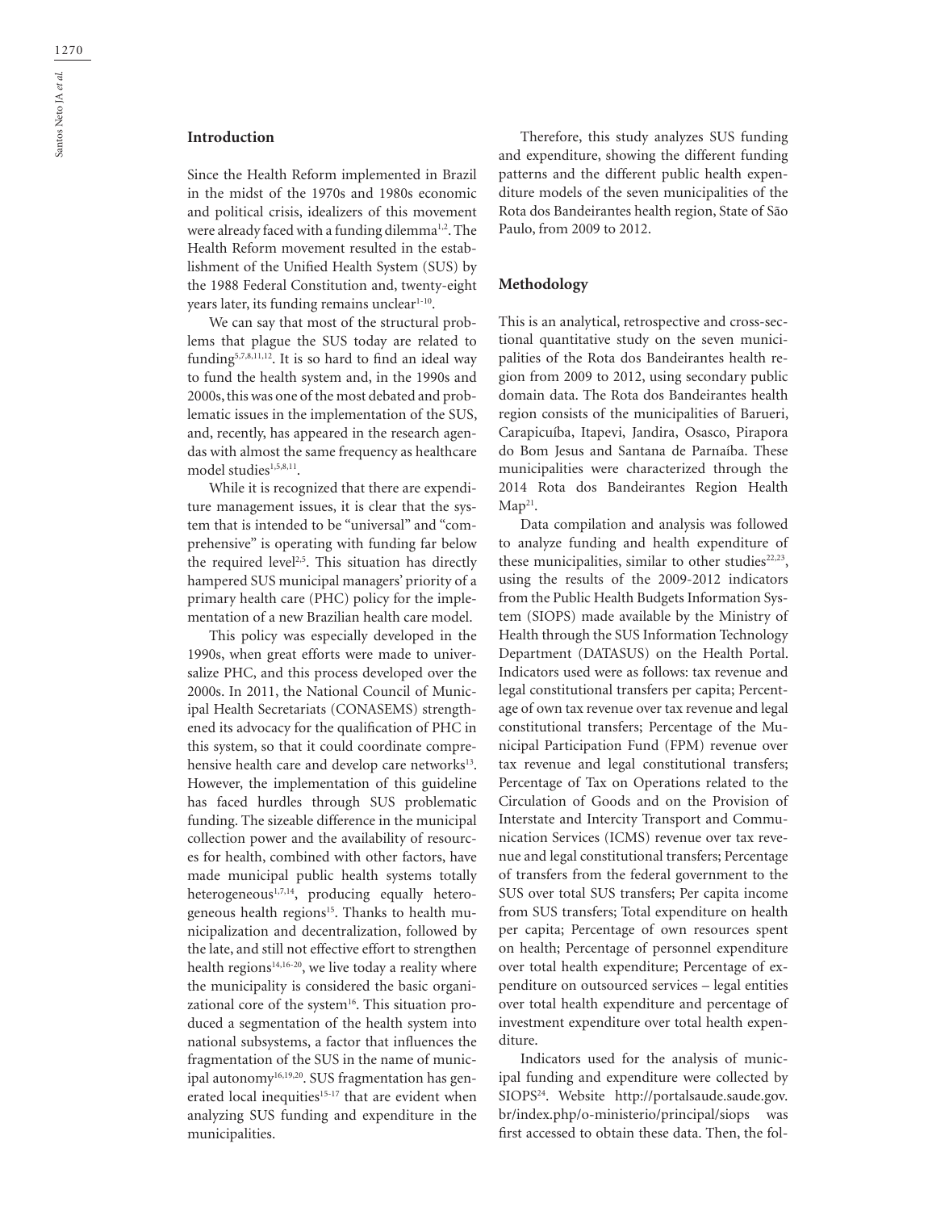## Introduction

Since the Health Reform implemented in Brazil in the midst of the 1970s and 1980s economic and political crisis, idealizers of this movement were already faced with a funding dilemma[1,2]. The Health Reform movement resulted in the establishment of the Unified Health System (SUS) by the 1988 Federal Constitution and, twenty-eight years later, its funding remains unclear[1-10].

We can say that most of the structural problems that plague the SUS today are related to funding[5,7,8,11,12]. It is so hard to find an ideal way to fund the health system and, in the 1990s and 2000s, this was one of the most debated and problematic issues in the implementation of the SUS, and, recently, has appeared in the research agendas with almost the same frequency as healthcare model studies[1,5,8,11].

While it is recognized that there are expenditure management issues, it is clear that the system that is intended to be "universal" and "comprehensive" is operating with funding far below the required level[2,5]. This situation has directly hampered SUS municipal managers' priority of a primary health care (PHC) policy for the implementation of a new Brazilian health care model.

This policy was especially developed in the 1990s, when great efforts were made to universalize PHC, and this process developed over the 2000s. In 2011, the National Council of Municipal Health Secretariats (CONASEMS) strengthened its advocacy for the qualification of PHC in this system, so that it could coordinate comprehensive health care and develop care networks[13]. However, the implementation of this guideline has faced hurdles through SUS problematic funding. The sizeable difference in the municipal collection power and the availability of resources for health, combined with other factors, have made municipal public health systems totally heterogeneous[1,7,14], producing equally heterogeneous health regions[15]. Thanks to health municipalization and decentralization, followed by the late, and still not effective effort to strengthen health regions[14,16-20], we live today a reality where the municipality is considered the basic organizational core of the system[16]. This situation produced a segmentation of the health system into national subsystems, a factor that influences the fragmentation of the SUS in the name of municipal autonomy[16,19,20]. SUS fragmentation has generated local inequities[15-17] that are evident when analyzing SUS funding and expenditure in the municipalities.

Therefore, this study analyzes SUS funding and expenditure, showing the different funding patterns and the different public health expenditure models of the seven municipalities of the Rota dos Bandeirantes health region, State of São Paulo, from 2009 to 2012.

## Methodology

This is an analytical, retrospective and cross-sectional quantitative study on the seven municipalities of the Rota dos Bandeirantes health region from 2009 to 2012, using secondary public domain data. The Rota dos Bandeirantes health region consists of the municipalities of Barueri, Carapicuíba, Itapevi, Jandira, Osasco, Pirapora do Bom Jesus and Santana de Parnaíba. These municipalities were characterized through the 2014 Rota dos Bandeirantes Region Health Map[21].

Data compilation and analysis was followed to analyze funding and health expenditure of these municipalities, similar to other studies[22,23], using the results of the 2009-2012 indicators from the Public Health Budgets Information System (SIOPS) made available by the Ministry of Health through the SUS Information Technology Department (DATASUS) on the Health Portal. Indicators used were as follows: tax revenue and legal constitutional transfers per capita; Percentage of own tax revenue over tax revenue and legal constitutional transfers; Percentage of the Municipal Participation Fund (FPM) revenue over tax revenue and legal constitutional transfers; Percentage of Tax on Operations related to the Circulation of Goods and on the Provision of Interstate and Intercity Transport and Communication Services (ICMS) revenue over tax revenue and legal constitutional transfers; Percentage of transfers from the federal government to the SUS over total SUS transfers; Per capita income from SUS transfers; Total expenditure on health per capita; Percentage of own resources spent on health; Percentage of personnel expenditure over total health expenditure; Percentage of expenditure on outsourced services – legal entities over total health expenditure and percentage of investment expenditure over total health expenditure.

Indicators used for the analysis of municipal funding and expenditure were collected by SIOPS[24]. Website http://portalsaude.saude.gov.br/index.php/o-ministerio/principal/siops was first accessed to obtain these data. Then, the fol-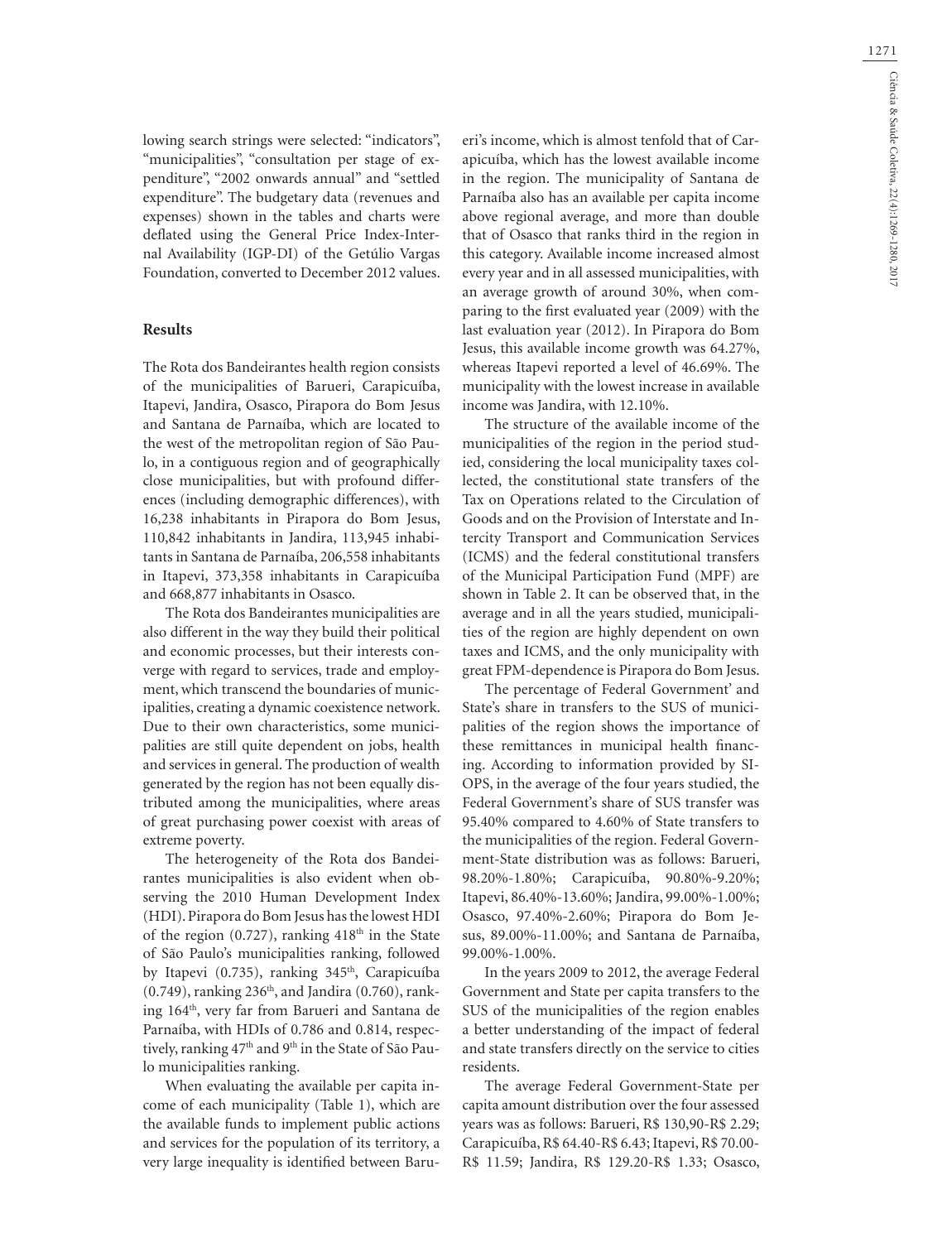lowing search strings were selected: "indicators", "municipalities", "consultation per stage of expenditure", "2002 onwards annual" and "settled expenditure". The budgetary data (revenues and expenses) shown in the tables and charts were deflated using the General Price Index-Internal Availability (IGP-DI) of the Getúlio Vargas Foundation, converted to December 2012 values.

## Results

The Rota dos Bandeirantes health region consists of the municipalities of Barueri, Carapicuíba, Itapevi, Jandira, Osasco, Pirapora do Bom Jesus and Santana de Parnaíba, which are located to the west of the metropolitan region of São Paulo, in a contiguous region and of geographically close municipalities, but with profound differences (including demographic differences), with 16,238 inhabitants in Pirapora do Bom Jesus, 110,842 inhabitants in Jandira, 113,945 inhabitants in Santana de Parnaíba, 206,558 inhabitants in Itapevi, 373,358 inhabitants in Carapicuíba and 668,877 inhabitants in Osasco.

The Rota dos Bandeirantes municipalities are also different in the way they build their political and economic processes, but their interests converge with regard to services, trade and employment, which transcend the boundaries of municipalities, creating a dynamic coexistence network. Due to their own characteristics, some municipalities are still quite dependent on jobs, health and services in general. The production of wealth generated by the region has not been equally distributed among the municipalities, where areas of great purchasing power coexist with areas of extreme poverty.

The heterogeneity of the Rota dos Bandeirantes municipalities is also evident when observing the 2010 Human Development Index (HDI). Pirapora do Bom Jesus has the lowest HDI of the region (0.727), ranking 418th in the State of São Paulo's municipalities ranking, followed by Itapevi (0.735), ranking 345th, Carapicuíba (0.749), ranking 236th, and Jandira (0.760), ranking 164th, very far from Barueri and Santana de Parnaíba, with HDIs of 0.786 and 0.814, respectively, ranking 47th and 9th in the State of São Paulo municipalities ranking.

When evaluating the available per capita income of each municipality (Table 1), which are the available funds to implement public actions and services for the population of its territory, a very large inequality is identified between Barueri's income, which is almost tenfold that of Carapicuíba, which has the lowest available income in the region. The municipality of Santana de Parnaíba also has an available per capita income above regional average, and more than double that of Osasco that ranks third in the region in this category. Available income increased almost every year and in all assessed municipalities, with an average growth of around 30%, when comparing to the first evaluated year (2009) with the last evaluation year (2012). In Pirapora do Bom Jesus, this available income growth was 64.27%, whereas Itapevi reported a level of 46.69%. The municipality with the lowest increase in available income was Jandira, with 12.10%.

The structure of the available income of the municipalities of the region in the period studied, considering the local municipality taxes collected, the constitutional state transfers of the Tax on Operations related to the Circulation of Goods and on the Provision of Interstate and Intercity Transport and Communication Services (ICMS) and the federal constitutional transfers of the Municipal Participation Fund (MPF) are shown in Table 2. It can be observed that, in the average and in all the years studied, municipalities of the region are highly dependent on own taxes and ICMS, and the only municipality with great FPM-dependence is Pirapora do Bom Jesus.

The percentage of Federal Government' and State's share in transfers to the SUS of municipalities of the region shows the importance of these remittances in municipal health financing. According to information provided by SIOPS, in the average of the four years studied, the Federal Government's share of SUS transfer was 95.40% compared to 4.60% of State transfers to the municipalities of the region. Federal Government-State distribution was as follows: Barueri, 98.20%-1.80%; Carapicuíba, 90.80%-9.20%; Itapevi, 86.40%-13.60%; Jandira, 99.00%-1.00%; Osasco, 97.40%-2.60%; Pirapora do Bom Jesus, 89.00%-11.00%; and Santana de Parnaíba, 99.00%-1.00%.

In the years 2009 to 2012, the average Federal Government and State per capita transfers to the SUS of the municipalities of the region enables a better understanding of the impact of federal and state transfers directly on the service to cities residents.

The average Federal Government-State per capita amount distribution over the four assessed years was as follows: Barueri, R$ 130,90-R$ 2.29; Carapicuíba, R$ 64.40-R$ 6.43; Itapevi, R$ 70.00-R$ 11.59; Jandira, R$ 129.20-R$ 1.33; Osasco,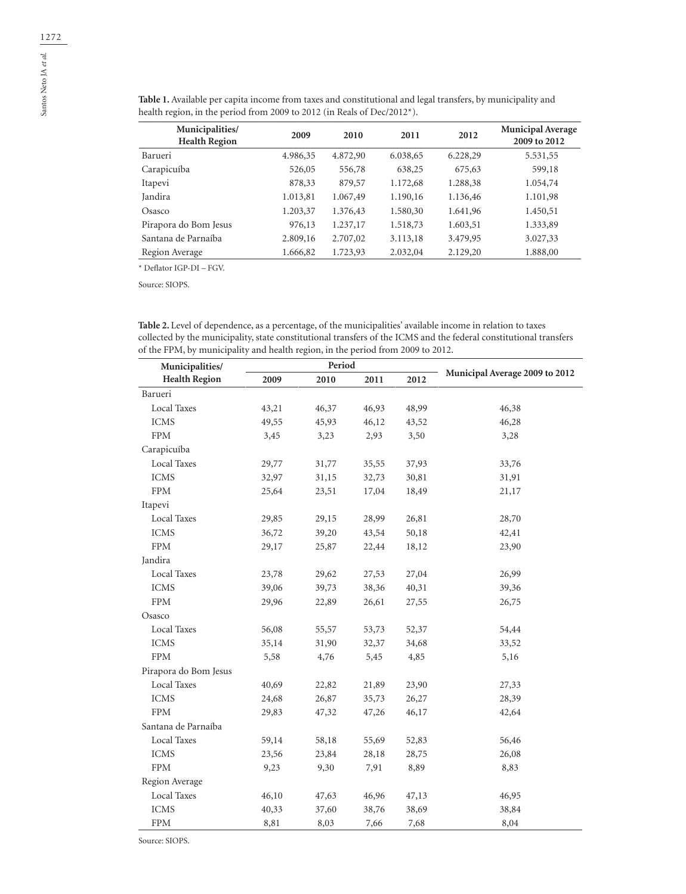**Table 1.** Available per capita income from taxes and constitutional and legal transfers, by municipality and health region, in the period from 2009 to 2012 (in Reals of Dec/2012*).

| Municipalities/ Health Region | 2009 | 2010 | 2011 | 2012 | Municipal Average 2009 to 2012 |
|---|---|---|---|---|---|
| Barueri | 4.986,35 | 4.872,90 | 6.038,65 | 6.228,29 | 5.531,55 |
| Carapicuíba | 526,05 | 556,78 | 638,25 | 675,63 | 599,18 |
| Itapevi | 878,33 | 879,57 | 1.172,68 | 1.288,38 | 1.054,74 |
| Jandira | 1.013,81 | 1.067,49 | 1.190,16 | 1.136,46 | 1.101,98 |
| Osasco | 1.203,37 | 1.376,43 | 1.580,30 | 1.641,96 | 1.450,51 |
| Pirapora do Bom Jesus | 976,13 | 1.237,17 | 1.518,73 | 1.603,51 | 1.333,89 |
| Santana de Parnaíba | 2.809,16 | 2.707,02 | 3.113,18 | 3.479,95 | 3.027,33 |
| Region Average | 1.666,82 | 1.723,93 | 2.032,04 | 2.129,20 | 1.888,00 |

* Deflator IGP-DI – FGV.

Source: SIOPS.

**Table 2.** Level of dependence, as a percentage, of the municipalities' available income in relation to taxes collected by the municipality, state constitutional transfers of the ICMS and the federal constitutional transfers of the FPM, by municipality and health region, in the period from 2009 to 2012.

| Municipalities/ Health Region | Period | | | | Municipal Average 2009 to 2012 |
|---|---|---|---|---|---|
| | 2009 | 2010 | 2011 | 2012 | |
| Barueri | | | | | |
| Local Taxes | 43,21 | 46,37 | 46,93 | 48,99 | 46,38 |
| ICMS | 49,55 | 45,93 | 46,12 | 43,52 | 46,28 |
| FPM | 3,45 | 3,23 | 2,93 | 3,50 | 3,28 |
| Carapicuíba | | | | | |
| Local Taxes | 29,77 | 31,77 | 35,55 | 37,93 | 33,76 |
| ICMS | 32,97 | 31,15 | 32,73 | 30,81 | 31,91 |
| FPM | 25,64 | 23,51 | 17,04 | 18,49 | 21,17 |
| Itapevi | | | | | |
| Local Taxes | 29,85 | 29,15 | 28,99 | 26,81 | 28,70 |
| ICMS | 36,72 | 39,20 | 43,54 | 50,18 | 42,41 |
| FPM | 29,17 | 25,87 | 22,44 | 18,12 | 23,90 |
| Jandira | | | | | |
| Local Taxes | 23,78 | 29,62 | 27,53 | 27,04 | 26,99 |
| ICMS | 39,06 | 39,73 | 38,36 | 40,31 | 39,36 |
| FPM | 29,96 | 22,89 | 26,61 | 27,55 | 26,75 |
| Osasco | | | | | |
| Local Taxes | 56,08 | 55,57 | 53,73 | 52,37 | 54,44 |
| ICMS | 35,14 | 31,90 | 32,37 | 34,68 | 33,52 |
| FPM | 5,58 | 4,76 | 5,45 | 4,85 | 5,16 |
| Pirapora do Bom Jesus | | | | | |
| Local Taxes | 40,69 | 22,82 | 21,89 | 23,90 | 27,33 |
| ICMS | 24,68 | 26,87 | 35,73 | 26,27 | 28,39 |
| FPM | 29,83 | 47,32 | 47,26 | 46,17 | 42,64 |
| Santana de Parnaíba | | | | | |
| Local Taxes | 59,14 | 58,18 | 55,69 | 52,83 | 56,46 |
| ICMS | 23,56 | 23,84 | 28,18 | 28,75 | 26,08 |
| FPM | 9,23 | 9,30 | 7,91 | 8,89 | 8,83 |
| Region Average | | | | | |
| Local Taxes | 46,10 | 47,63 | 46,96 | 47,13 | 46,95 |
| ICMS | 40,33 | 37,60 | 38,76 | 38,69 | 38,84 |
| FPM | 8,81 | 8,03 | 7,66 | 7,68 | 8,04 |

Source: SIOPS.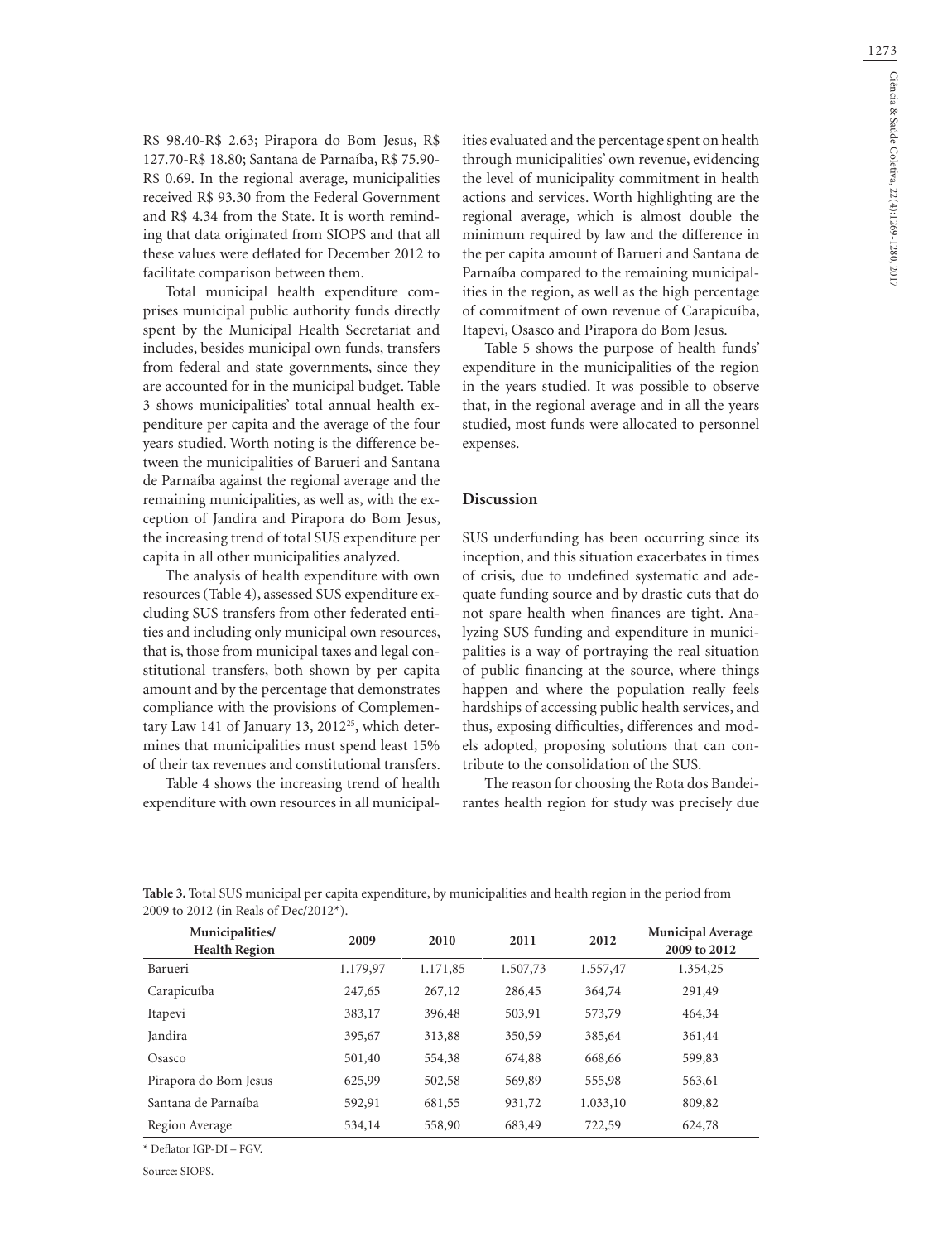R$ 98.40-R$ 2.63; Pirapora do Bom Jesus, R$ 127.70-R$ 18.80; Santana de Parnaíba, R$ 75.90-R$ 0.69. In the regional average, municipalities received R$ 93.30 from the Federal Government and R$ 4.34 from the State. It is worth reminding that data originated from SIOPS and that all these values were deflated for December 2012 to facilitate comparison between them.

Total municipal health expenditure comprises municipal public authority funds directly spent by the Municipal Health Secretariat and includes, besides municipal own funds, transfers from federal and state governments, since they are accounted for in the municipal budget. Table 3 shows municipalities' total annual health expenditure per capita and the average of the four years studied. Worth noting is the difference between the municipalities of Barueri and Santana de Parnaíba against the regional average and the remaining municipalities, as well as, with the exception of Jandira and Pirapora do Bom Jesus, the increasing trend of total SUS expenditure per capita in all other municipalities analyzed.

The analysis of health expenditure with own resources (Table 4), assessed SUS expenditure excluding SUS transfers from other federated entities and including only municipal own resources, that is, those from municipal taxes and legal constitutional transfers, both shown by per capita amount and by the percentage that demonstrates compliance with the provisions of Complementary Law 141 of January 13, 2012[25], which determines that municipalities must spend least 15% of their tax revenues and constitutional transfers.

Table 4 shows the increasing trend of health expenditure with own resources in all municipalities evaluated and the percentage spent on health through municipalities' own revenue, evidencing the level of municipality commitment in health actions and services. Worth highlighting are the regional average, which is almost double the minimum required by law and the difference in the per capita amount of Barueri and Santana de Parnaíba compared to the remaining municipalities in the region, as well as the high percentage of commitment of own revenue of Carapicuíba, Itapevi, Osasco and Pirapora do Bom Jesus.

Table 5 shows the purpose of health funds' expenditure in the municipalities of the region in the years studied. It was possible to observe that, in the regional average and in all the years studied, most funds were allocated to personnel expenses.

## Discussion

SUS underfunding has been occurring since its inception, and this situation exacerbates in times of crisis, due to undefined systematic and adequate funding source and by drastic cuts that do not spare health when finances are tight. Analyzing SUS funding and expenditure in municipalities is a way of portraying the real situation of public financing at the source, where things happen and where the population really feels hardships of accessing public health services, and thus, exposing difficulties, differences and models adopted, proposing solutions that can contribute to the consolidation of the SUS.

The reason for choosing the Rota dos Bandeirantes health region for study was precisely due

**Table 3.** Total SUS municipal per capita expenditure, by municipalities and health region in the period from 2009 to 2012 (in Reals of Dec/2012*).

| Municipalities/ Health Region | 2009 | 2010 | 2011 | 2012 | Municipal Average 2009 to 2012 |
|---|---|---|---|---|---|
| Barueri | 1.179,97 | 1.171,85 | 1.507,73 | 1.557,47 | 1.354,25 |
| Carapicuíba | 247,65 | 267,12 | 286,45 | 364,74 | 291,49 |
| Itapevi | 383,17 | 396,48 | 503,91 | 573,79 | 464,34 |
| Jandira | 395,67 | 313,88 | 350,59 | 385,64 | 361,44 |
| Osasco | 501,40 | 554,38 | 674,88 | 668,66 | 599,83 |
| Pirapora do Bom Jesus | 625,99 | 502,58 | 569,89 | 555,98 | 563,61 |
| Santana de Parnaíba | 592,91 | 681,55 | 931,72 | 1.033,10 | 809,82 |
| Region Average | 534,14 | 558,90 | 683,49 | 722,59 | 624,78 |

* Deflator IGP-DI – FGV.

Source: SIOPS.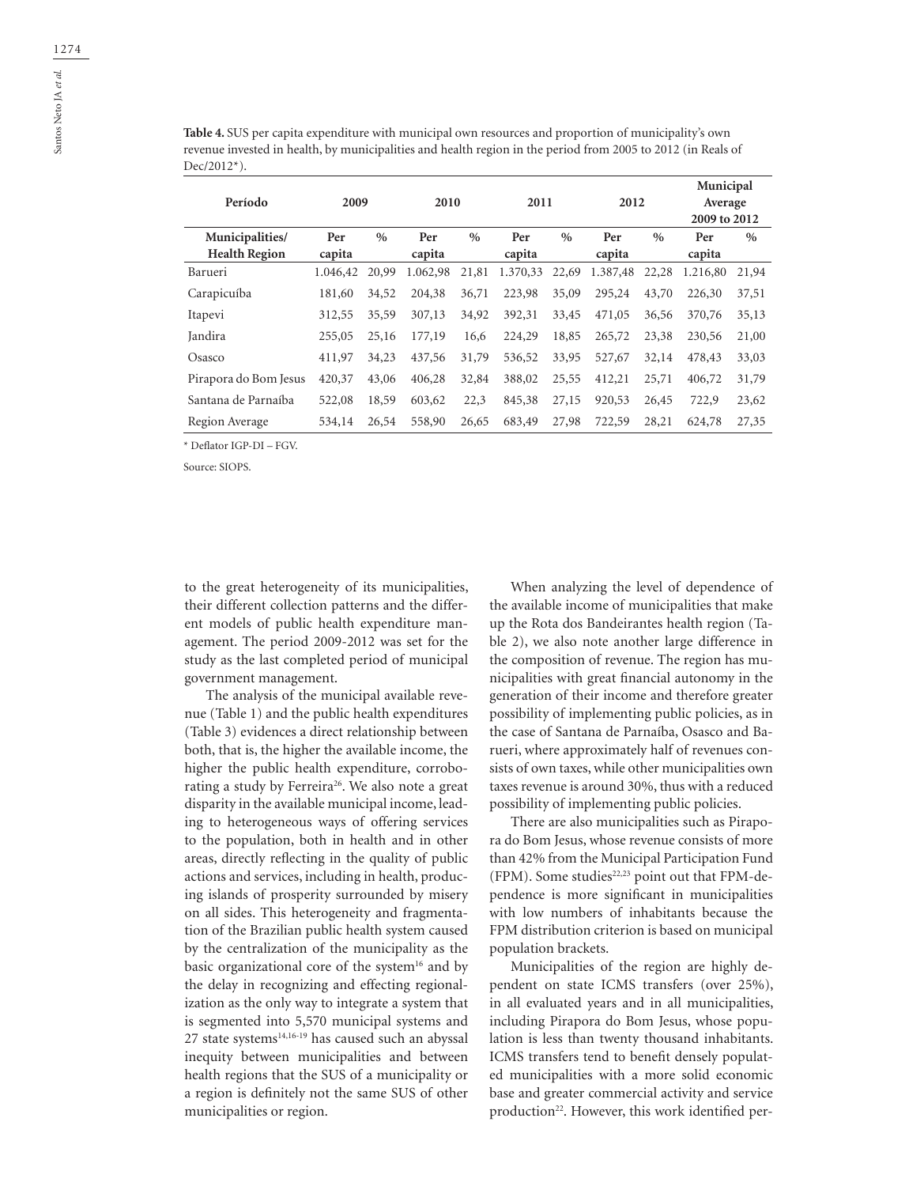**Table 4.** SUS per capita expenditure with municipal own resources and proportion of municipality's own revenue invested in health, by municipalities and health region in the period from 2005 to 2012 (in Reals of Dec/2012*).

| Período | 2009 | | 2010 | | 2011 | | 2012 | | Municipal Average 2009 to 2012 | |
|---|---|---|---|---|---|---|---|---|---|---|
| Municipalities/ Health Region | Per capita | % | Per capita | % | Per capita | % | Per capita | % | Per capita | % |
| Barueri | 1.046,42 | 20,99 | 1.062,98 | 21,81 | 1.370,33 | 22,69 | 1.387,48 | 22,28 | 1.216,80 | 21,94 |
| Carapicuíba | 181,60 | 34,52 | 204,38 | 36,71 | 223,98 | 35,09 | 295,24 | 43,70 | 226,30 | 37,51 |
| Itapevi | 312,55 | 35,59 | 307,13 | 34,92 | 392,31 | 33,45 | 471,05 | 36,56 | 370,76 | 35,13 |
| Jandira | 255,05 | 25,16 | 177,19 | 16,6 | 224,29 | 18,85 | 265,72 | 23,38 | 230,56 | 21,00 |
| Osasco | 411,97 | 34,23 | 437,56 | 31,79 | 536,52 | 33,95 | 527,67 | 32,14 | 478,43 | 33,03 |
| Pirapora do Bom Jesus | 420,37 | 43,06 | 406,28 | 32,84 | 388,02 | 25,55 | 412,21 | 25,71 | 406,72 | 31,79 |
| Santana de Parnaíba | 522,08 | 18,59 | 603,62 | 22,3 | 845,38 | 27,15 | 920,53 | 26,45 | 722,9 | 23,62 |
| Region Average | 534,14 | 26,54 | 558,90 | 26,65 | 683,49 | 27,98 | 722,59 | 28,21 | 624,78 | 27,35 |

* Deflator IGP-DI – FGV.

Source: SIOPS.

to the great heterogeneity of its municipalities, their different collection patterns and the different models of public health expenditure management. The period 2009-2012 was set for the study as the last completed period of municipal government management.

The analysis of the municipal available revenue (Table 1) and the public health expenditures (Table 3) evidences a direct relationship between both, that is, the higher the available income, the higher the public health expenditure, corroborating a study by Ferreira[26]. We also note a great disparity in the available municipal income, leading to heterogeneous ways of offering services to the population, both in health and in other areas, directly reflecting in the quality of public actions and services, including in health, producing islands of prosperity surrounded by misery on all sides. This heterogeneity and fragmentation of the Brazilian public health system caused by the centralization of the municipality as the basic organizational core of the system[16] and by the delay in recognizing and effecting regionalization as the only way to integrate a system that is segmented into 5,570 municipal systems and 27 state systems[14,16-19] has caused such an abyssal inequity between municipalities and between health regions that the SUS of a municipality or a region is definitely not the same SUS of other municipalities or region.

When analyzing the level of dependence of the available income of municipalities that make up the Rota dos Bandeirantes health region (Table 2), we also note another large difference in the composition of revenue. The region has municipalities with great financial autonomy in the generation of their income and therefore greater possibility of implementing public policies, as in the case of Santana de Parnaíba, Osasco and Barueri, where approximately half of revenues consists of own taxes, while other municipalities own taxes revenue is around 30%, thus with a reduced possibility of implementing public policies.

There are also municipalities such as Pirapora do Bom Jesus, whose revenue consists of more than 42% from the Municipal Participation Fund (FPM). Some studies[22,23] point out that FPM-dependence is more significant in municipalities with low numbers of inhabitants because the FPM distribution criterion is based on municipal population brackets.

Municipalities of the region are highly dependent on state ICMS transfers (over 25%), in all evaluated years and in all municipalities, including Pirapora do Bom Jesus, whose population is less than twenty thousand inhabitants. ICMS transfers tend to benefit densely populated municipalities with a more solid economic base and greater commercial activity and service production[22]. However, this work identified per-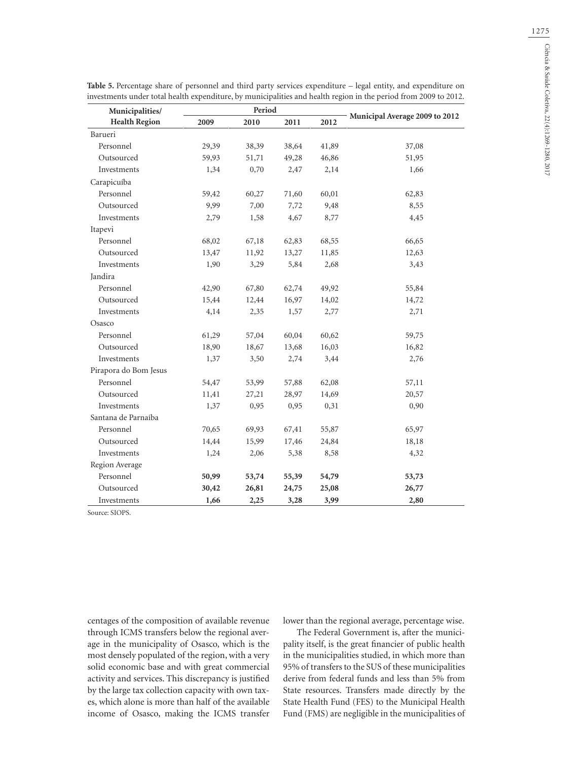**Table 5.** Percentage share of personnel and third party services expenditure – legal entity, and expenditure on investments under total health expenditure, by municipalities and health region in the period from 2009 to 2012.

| Municipalities/ Health Region | Period | | | | Municipal Average 2009 to 2012 |
|---|---|---|---|---|---|
| | 2009 | 2010 | 2011 | 2012 | |
| Barueri | | | | | |
| Personnel | 29,39 | 38,39 | 38,64 | 41,89 | 37,08 |
| Outsourced | 59,93 | 51,71 | 49,28 | 46,86 | 51,95 |
| Investments | 1,34 | 0,70 | 2,47 | 2,14 | 1,66 |
| Carapicuíba | | | | | |
| Personnel | 59,42 | 60,27 | 71,60 | 60,01 | 62,83 |
| Outsourced | 9,99 | 7,00 | 7,72 | 9,48 | 8,55 |
| Investments | 2,79 | 1,58 | 4,67 | 8,77 | 4,45 |
| Itapevi | | | | | |
| Personnel | 68,02 | 67,18 | 62,83 | 68,55 | 66,65 |
| Outsourced | 13,47 | 11,92 | 13,27 | 11,85 | 12,63 |
| Investments | 1,90 | 3,29 | 5,84 | 2,68 | 3,43 |
| Jandira | | | | | |
| Personnel | 42,90 | 67,80 | 62,74 | 49,92 | 55,84 |
| Outsourced | 15,44 | 12,44 | 16,97 | 14,02 | 14,72 |
| Investments | 4,14 | 2,35 | 1,57 | 2,77 | 2,71 |
| Osasco | | | | | |
| Personnel | 61,29 | 57,04 | 60,04 | 60,62 | 59,75 |
| Outsourced | 18,90 | 18,67 | 13,68 | 16,03 | 16,82 |
| Investments | 1,37 | 3,50 | 2,74 | 3,44 | 2,76 |
| Pirapora do Bom Jesus | | | | | |
| Personnel | 54,47 | 53,99 | 57,88 | 62,08 | 57,11 |
| Outsourced | 11,41 | 27,21 | 28,97 | 14,69 | 20,57 |
| Investments | 1,37 | 0,95 | 0,95 | 0,31 | 0,90 |
| Santana de Parnaíba | | | | | |
| Personnel | 70,65 | 69,93 | 67,41 | 55,87 | 65,97 |
| Outsourced | 14,44 | 15,99 | 17,46 | 24,84 | 18,18 |
| Investments | 1,24 | 2,06 | 5,38 | 8,58 | 4,32 |
| Region Average | | | | | |
| Personnel | **50,99** | **53,74** | **55,39** | **54,79** | **53,73** |
| Outsourced | **30,42** | **26,81** | **24,75** | **25,08** | **26,77** |
| Investments | **1,66** | **2,25** | **3,28** | **3,99** | **2,80** |

Source: SIOPS.

centages of the composition of available revenue through ICMS transfers below the regional average in the municipality of Osasco, which is the most densely populated of the region, with a very solid economic base and with great commercial activity and services. This discrepancy is justified by the large tax collection capacity with own taxes, which alone is more than half of the available income of Osasco, making the ICMS transfer lower than the regional average, percentage wise.

The Federal Government is, after the municipality itself, is the great financier of public health in the municipalities studied, in which more than 95% of transfers to the SUS of these municipalities derive from federal funds and less than 5% from State resources. Transfers made directly by the State Health Fund (FES) to the Municipal Health Fund (FMS) are negligible in the municipalities of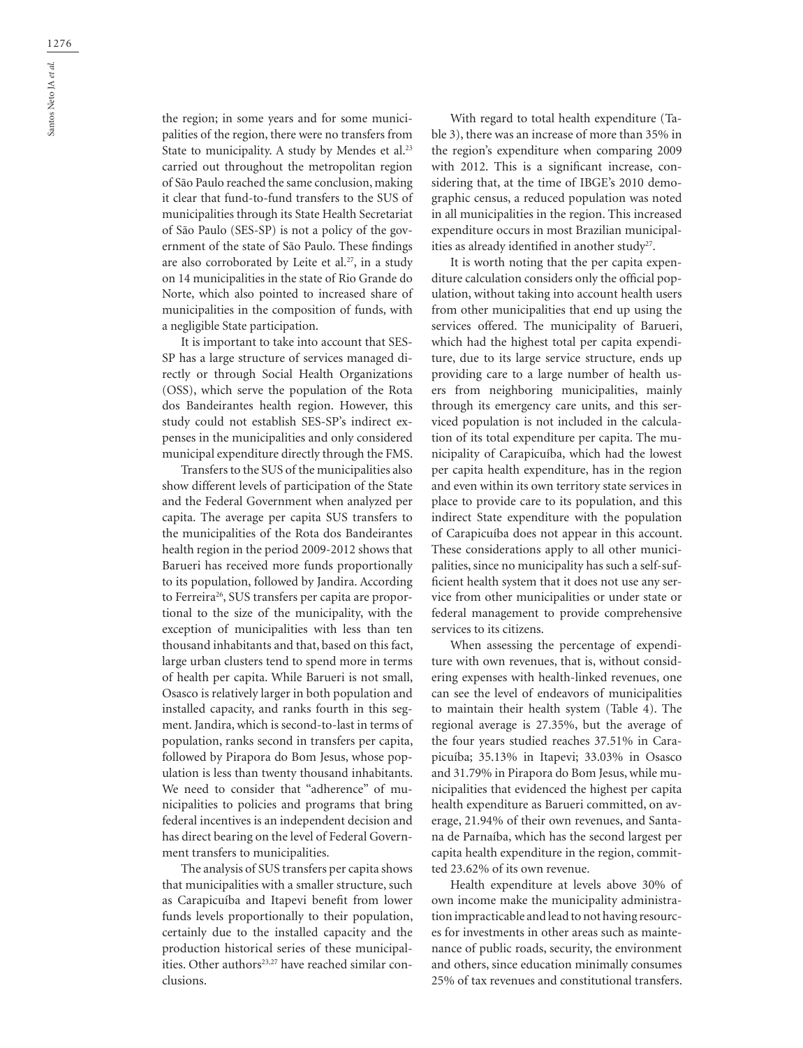the region; in some years and for some municipalities of the region, there were no transfers from State to municipality. A study by Mendes et al.[23] carried out throughout the metropolitan region of São Paulo reached the same conclusion, making it clear that fund-to-fund transfers to the SUS of municipalities through its State Health Secretariat of São Paulo (SES-SP) is not a policy of the government of the state of São Paulo. These findings are also corroborated by Leite et al.[27], in a study on 14 municipalities in the state of Rio Grande do Norte, which also pointed to increased share of municipalities in the composition of funds, with a negligible State participation.

It is important to take into account that SES-SP has a large structure of services managed directly or through Social Health Organizations (OSS), which serve the population of the Rota dos Bandeirantes health region. However, this study could not establish SES-SP's indirect expenses in the municipalities and only considered municipal expenditure directly through the FMS.

Transfers to the SUS of the municipalities also show different levels of participation of the State and the Federal Government when analyzed per capita. The average per capita SUS transfers to the municipalities of the Rota dos Bandeirantes health region in the period 2009-2012 shows that Barueri has received more funds proportionally to its population, followed by Jandira. According to Ferreira[26], SUS transfers per capita are proportional to the size of the municipality, with the exception of municipalities with less than ten thousand inhabitants and that, based on this fact, large urban clusters tend to spend more in terms of health per capita. While Barueri is not small, Osasco is relatively larger in both population and installed capacity, and ranks fourth in this segment. Jandira, which is second-to-last in terms of population, ranks second in transfers per capita, followed by Pirapora do Bom Jesus, whose population is less than twenty thousand inhabitants. We need to consider that "adherence" of municipalities to policies and programs that bring federal incentives is an independent decision and has direct bearing on the level of Federal Government transfers to municipalities.

The analysis of SUS transfers per capita shows that municipalities with a smaller structure, such as Carapicuíba and Itapevi benefit from lower funds levels proportionally to their population, certainly due to the installed capacity and the production historical series of these municipalities. Other authors[23,27] have reached similar conclusions.

With regard to total health expenditure (Table 3), there was an increase of more than 35% in the region's expenditure when comparing 2009 with 2012. This is a significant increase, considering that, at the time of IBGE's 2010 demographic census, a reduced population was noted in all municipalities in the region. This increased expenditure occurs in most Brazilian municipalities as already identified in another study[27].

It is worth noting that the per capita expenditure calculation considers only the official population, without taking into account health users from other municipalities that end up using the services offered. The municipality of Barueri, which had the highest total per capita expenditure, due to its large service structure, ends up providing care to a large number of health users from neighboring municipalities, mainly through its emergency care units, and this serviced population is not included in the calculation of its total expenditure per capita. The municipality of Carapicuíba, which had the lowest per capita health expenditure, has in the region and even within its own territory state services in place to provide care to its population, and this indirect State expenditure with the population of Carapicuíba does not appear in this account. These considerations apply to all other municipalities, since no municipality has such a self-sufficient health system that it does not use any service from other municipalities or under state or federal management to provide comprehensive services to its citizens.

When assessing the percentage of expenditure with own revenues, that is, without considering expenses with health-linked revenues, one can see the level of endeavors of municipalities to maintain their health system (Table 4). The regional average is 27.35%, but the average of the four years studied reaches 37.51% in Carapicuíba; 35.13% in Itapevi; 33.03% in Osasco and 31.79% in Pirapora do Bom Jesus, while municipalities that evidenced the highest per capita health expenditure as Barueri committed, on average, 21.94% of their own revenues, and Santana de Parnaíba, which has the second largest per capita health expenditure in the region, committed 23.62% of its own revenue.

Health expenditure at levels above 30% of own income make the municipality administration impracticable and lead to not having resources for investments in other areas such as maintenance of public roads, security, the environment and others, since education minimally consumes 25% of tax revenues and constitutional transfers.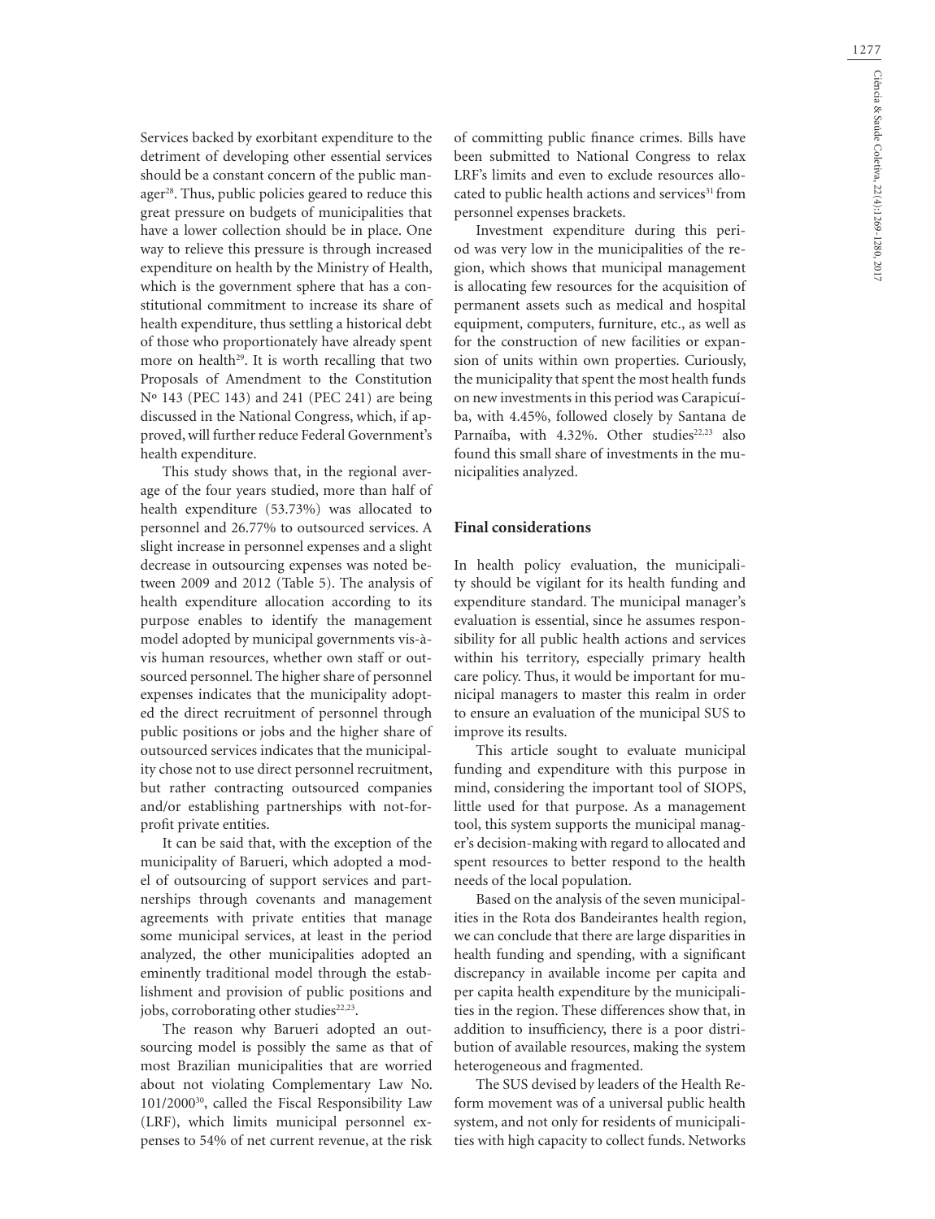Services backed by exorbitant expenditure to the detriment of developing other essential services should be a constant concern of the public manager[28]. Thus, public policies geared to reduce this great pressure on budgets of municipalities that have a lower collection should be in place. One way to relieve this pressure is through increased expenditure on health by the Ministry of Health, which is the government sphere that has a constitutional commitment to increase its share of health expenditure, thus settling a historical debt of those who proportionately have already spent more on health[29]. It is worth recalling that two Proposals of Amendment to the Constitution Nº 143 (PEC 143) and 241 (PEC 241) are being discussed in the National Congress, which, if approved, will further reduce Federal Government's health expenditure.

This study shows that, in the regional average of the four years studied, more than half of health expenditure (53.73%) was allocated to personnel and 26.77% to outsourced services. A slight increase in personnel expenses and a slight decrease in outsourcing expenses was noted between 2009 and 2012 (Table 5). The analysis of health expenditure allocation according to its purpose enables to identify the management model adopted by municipal governments vis-à-vis human resources, whether own staff or outsourced personnel. The higher share of personnel expenses indicates that the municipality adopted the direct recruitment of personnel through public positions or jobs and the higher share of outsourced services indicates that the municipality chose not to use direct personnel recruitment, but rather contracting outsourced companies and/or establishing partnerships with not-for-profit private entities.

It can be said that, with the exception of the municipality of Barueri, which adopted a model of outsourcing of support services and partnerships through covenants and management agreements with private entities that manage some municipal services, at least in the period analyzed, the other municipalities adopted an eminently traditional model through the establishment and provision of public positions and jobs, corroborating other studies[22,23].

The reason why Barueri adopted an outsourcing model is possibly the same as that of most Brazilian municipalities that are worried about not violating Complementary Law No. 101/2000[30], called the Fiscal Responsibility Law (LRF), which limits municipal personnel expenses to 54% of net current revenue, at the risk of committing public finance crimes. Bills have been submitted to National Congress to relax LRF's limits and even to exclude resources allocated to public health actions and services[31] from personnel expenses brackets.

Investment expenditure during this period was very low in the municipalities of the region, which shows that municipal management is allocating few resources for the acquisition of permanent assets such as medical and hospital equipment, computers, furniture, etc., as well as for the construction of new facilities or expansion of units within own properties. Curiously, the municipality that spent the most health funds on new investments in this period was Carapicuíba, with 4.45%, followed closely by Santana de Parnaíba, with 4.32%. Other studies[22,23] also found this small share of investments in the municipalities analyzed.

## Final considerations

In health policy evaluation, the municipality should be vigilant for its health funding and expenditure standard. The municipal manager's evaluation is essential, since he assumes responsibility for all public health actions and services within his territory, especially primary health care policy. Thus, it would be important for municipal managers to master this realm in order to ensure an evaluation of the municipal SUS to improve its results.

This article sought to evaluate municipal funding and expenditure with this purpose in mind, considering the important tool of SIOPS, little used for that purpose. As a management tool, this system supports the municipal manager's decision-making with regard to allocated and spent resources to better respond to the health needs of the local population.

Based on the analysis of the seven municipalities in the Rota dos Bandeirantes health region, we can conclude that there are large disparities in health funding and spending, with a significant discrepancy in available income per capita and per capita health expenditure by the municipalities in the region. These differences show that, in addition to insufficiency, there is a poor distribution of available resources, making the system heterogeneous and fragmented.

The SUS devised by leaders of the Health Reform movement was of a universal public health system, and not only for residents of municipalities with high capacity to collect funds. Networks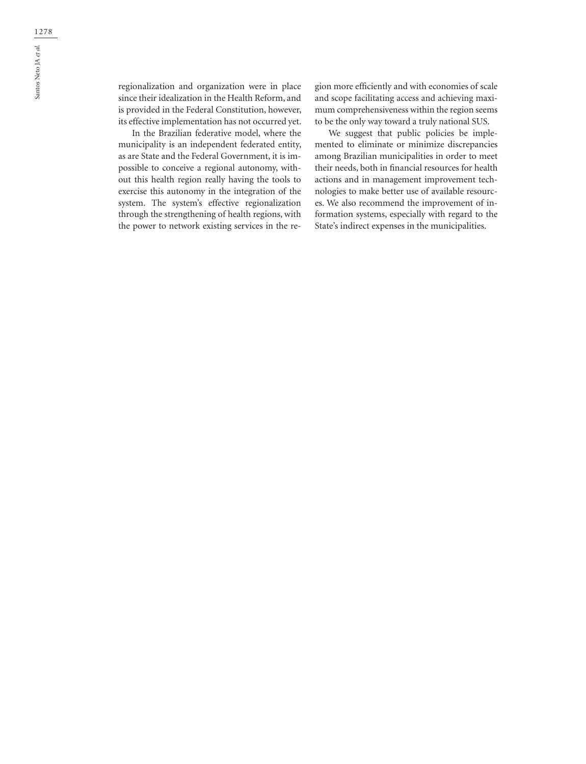regionalization and organization were in place since their idealization in the Health Reform, and is provided in the Federal Constitution, however, its effective implementation has not occurred yet.

In the Brazilian federative model, where the municipality is an independent federated entity, as are State and the Federal Government, it is impossible to conceive a regional autonomy, without this health region really having the tools to exercise this autonomy in the integration of the system. The system's effective regionalization through the strengthening of health regions, with the power to network existing services in the region more efficiently and with economies of scale and scope facilitating access and achieving maximum comprehensiveness within the region seems to be the only way toward a truly national SUS.

We suggest that public policies be implemented to eliminate or minimize discrepancies among Brazilian municipalities in order to meet their needs, both in financial resources for health actions and in management improvement technologies to make better use of available resources. We also recommend the improvement of information systems, especially with regard to the State's indirect expenses in the municipalities.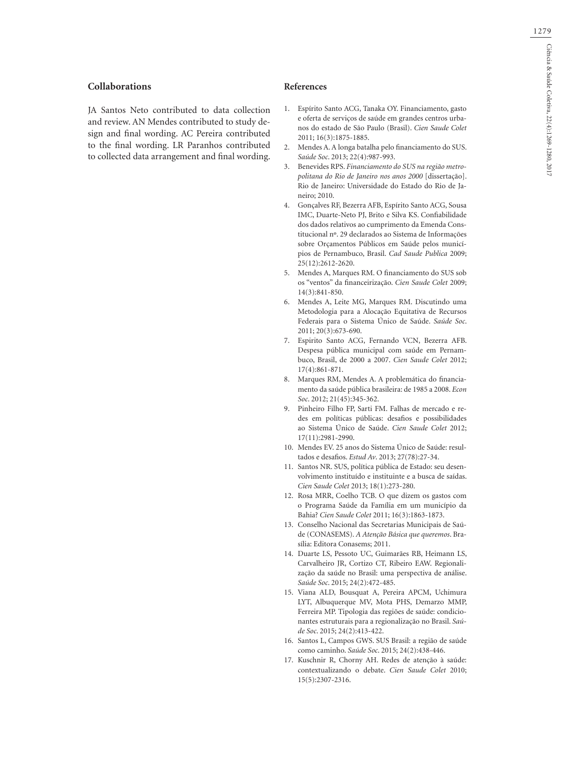## Collaborations

JA Santos Neto contributed to data collection and review. AN Mendes contributed to study design and final wording. AC Pereira contributed to the final wording. LR Paranhos contributed to collected data arrangement and final wording.

## References

1. Espírito Santo ACG, Tanaka OY. Financiamento, gasto e oferta de serviços de saúde em grandes centros urbanos do estado de São Paulo (Brasil). *Cien Saude Colet* 2011; 16(3):1875-1885.
2. Mendes A. A longa batalha pelo financiamento do SUS. *Saúde Soc*. 2013; 22(4):987-993.
3. Benevides RPS. *Financiamento do SUS na região metropolitana do Rio de Janeiro nos anos 2000* [dissertação]. Rio de Janeiro: Universidade do Estado do Rio de Janeiro; 2010.
4. Gonçalves RF, Bezerra AFB, Espírito Santo ACG, Sousa IMC, Duarte-Neto PJ, Brito e Silva KS. Confiabilidade dos dados relativos ao cumprimento da Emenda Constitucional nº. 29 declarados ao Sistema de Informações sobre Orçamentos Públicos em Saúde pelos municípios de Pernambuco, Brasil. *Cad Saude Publica* 2009; 25(12):2612-2620.
5. Mendes A, Marques RM. O financiamento do SUS sob os "ventos" da financeirização. *Cien Saude Colet* 2009; 14(3):841-850.
6. Mendes A, Leite MG, Marques RM. Discutindo uma Metodologia para a Alocação Equitativa de Recursos Federais para o Sistema Único de Saúde. *Saúde Soc*. 2011; 20(3):673-690.
7. Espirito Santo ACG, Fernando VCN, Bezerra AFB. Despesa pública municipal com saúde em Pernambuco, Brasil, de 2000 a 2007. *Cien Saude Colet* 2012; 17(4):861-871.
8. Marques RM, Mendes A. A problemática do financiamento da saúde pública brasileira: de 1985 a 2008. *Econ Soc*. 2012; 21(45):345-362.
9. Pinheiro Filho FP, Sarti FM. Falhas de mercado e redes em políticas públicas: desafios e possibilidades ao Sistema Único de Saúde. *Cien Saude Colet* 2012; 17(11):2981-2990.
10. Mendes EV. 25 anos do Sistema Único de Saúde: resultados e desafios. *Estud Av*. 2013; 27(78):27-34.
11. Santos NR. SUS, política pública de Estado: seu desenvolvimento instituído e instituinte e a busca de saídas. *Cien Saude Colet* 2013; 18(1):273-280.
12. Rosa MRR, Coelho TCB. O que dizem os gastos com o Programa Saúde da Família em um município da Bahia? *Cien Saude Colet* 2011; 16(3):1863-1873.
13. Conselho Nacional das Secretarias Municipais de Saúde (CONASEMS). *A Atenção Básica que queremos*. Brasília: Editora Conasems; 2011.
14. Duarte LS, Pessoto UC, Guimarães RB, Heimann LS, Carvalheiro JR, Cortizo CT, Ribeiro EAW. Regionalização da saúde no Brasil: uma perspectiva de análise. *Saúde Soc*. 2015; 24(2):472-485.
15. Viana ALD, Bousquat A, Pereira APCM, Uchimura LYT, Albuquerque MV, Mota PHS, Demarzo MMP, Ferreira MP. Tipologia das regiões de saúde: condicionantes estruturais para a regionalização no Brasil. *Saúde Soc*. 2015; 24(2):413-422.
16. Santos L, Campos GWS. SUS Brasil: a região de saúde como caminho. *Saúde Soc*. 2015; 24(2):438-446.
17. Kuschnir R, Chorny AH. Redes de atenção à saúde: contextualizando o debate. *Cien Saude Colet* 2010; 15(5):2307-2316.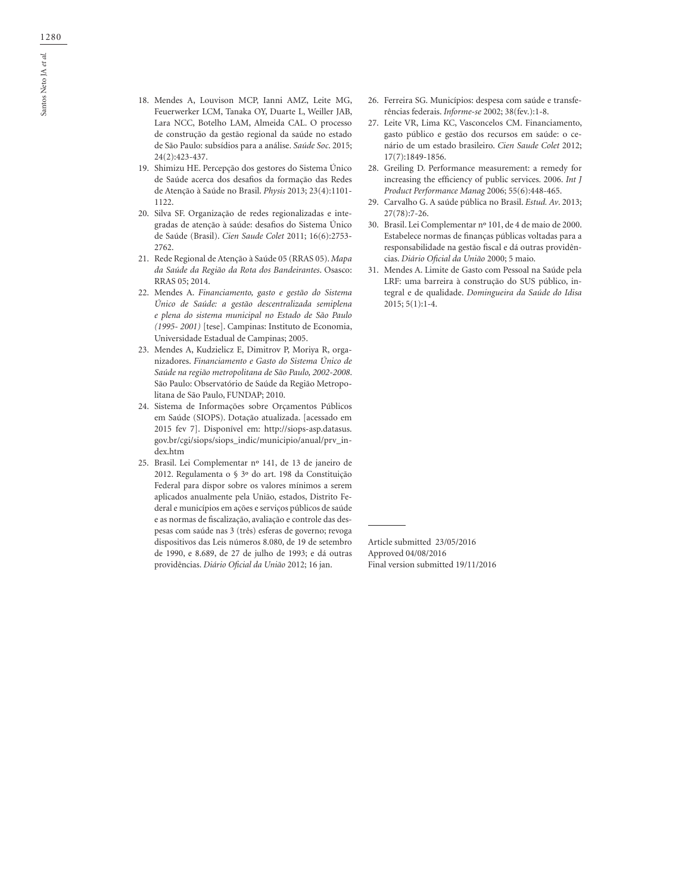18. Mendes A, Louvison MCP, Ianni AMZ, Leite MG, Feuerwerker LCM, Tanaka OY, Duarte L, Weiller JAB, Lara NCC, Botelho LAM, Almeida CAL. O processo de construção da gestão regional da saúde no estado de São Paulo: subsídios para a análise. *Saúde Soc*. 2015; 24(2):423-437.
19. Shimizu HE. Percepção dos gestores do Sistema Único de Saúde acerca dos desafios da formação das Redes de Atenção à Saúde no Brasil. *Physis* 2013; 23(4):1101-1122.
20. Silva SF. Organização de redes regionalizadas e integradas de atenção à saúde: desafios do Sistema Único de Saúde (Brasil). *Cien Saude Colet* 2011; 16(6):2753-2762.
21. Rede Regional de Atenção à Saúde 05 (RRAS 05). *Mapa da Saúde da Região da Rota dos Bandeirantes*. Osasco: RRAS 05; 2014.
22. Mendes A. *Financiamento, gasto e gestão do Sistema Único de Saúde: a gestão descentralizada semiplena e plena do sistema municipal no Estado de São Paulo (1995- 2001)* [tese]. Campinas: Instituto de Economia, Universidade Estadual de Campinas; 2005.
23. Mendes A, Kudzielicz E, Dimitrov P, Moriya R, organizadores. *Financiamento e Gasto do Sistema Único de Saúde na região metropolitana de São Paulo, 2002-2008*. São Paulo: Observatório de Saúde da Região Metropolitana de São Paulo, FUNDAP; 2010.
24. Sistema de Informações sobre Orçamentos Públicos em Saúde (SIOPS). Dotação atualizada. [acessado em 2015 fev 7]. Disponível em: http://siops-asp.datasus.gov.br/cgi/siops/siops_indic/municipio/anual/prv_index.htm
25. Brasil. Lei Complementar nº 141, de 13 de janeiro de 2012. Regulamenta o § 3º do art. 198 da Constituição Federal para dispor sobre os valores mínimos a serem aplicados anualmente pela União, estados, Distrito Federal e municípios em ações e serviços públicos de saúde e as normas de fiscalização, avaliação e controle das despesas com saúde nas 3 (três) esferas de governo; revoga dispositivos das Leis números 8.080, de 19 de setembro de 1990, e 8.689, de 27 de julho de 1993; e dá outras providências. *Diário Oficial da União* 2012; 16 jan.
26. Ferreira SG. Municípios: despesa com saúde e transferências federais. *Informe-se* 2002; 38(fev.):1-8.
27. Leite VR, Lima KC, Vasconcelos CM. Financiamento, gasto público e gestão dos recursos em saúde: o cenário de um estado brasileiro. *Cien Saude Colet* 2012; 17(7):1849-1856.
28. Greiling D. Performance measurement: a remedy for increasing the efficiency of public services. 2006. *Int J Product Performance Manag* 2006; 55(6):448-465.
29. Carvalho G. A saúde pública no Brasil. *Estud. Av*. 2013; 27(78):7-26.
30. Brasil. Lei Complementar nº 101, de 4 de maio de 2000. Estabelece normas de finanças públicas voltadas para a responsabilidade na gestão fiscal e dá outras providências. *Diário Oficial da União* 2000; 5 maio.
31. Mendes A. Limite de Gasto com Pessoal na Saúde pela LRF: uma barreira à construção do SUS público, integral e de qualidade. *Domingueira da Saúde do Idisa* 2015; 5(1):1-4.

Article submitted 23/05/2016
Approved 04/08/2016
Final version submitted 19/11/2016